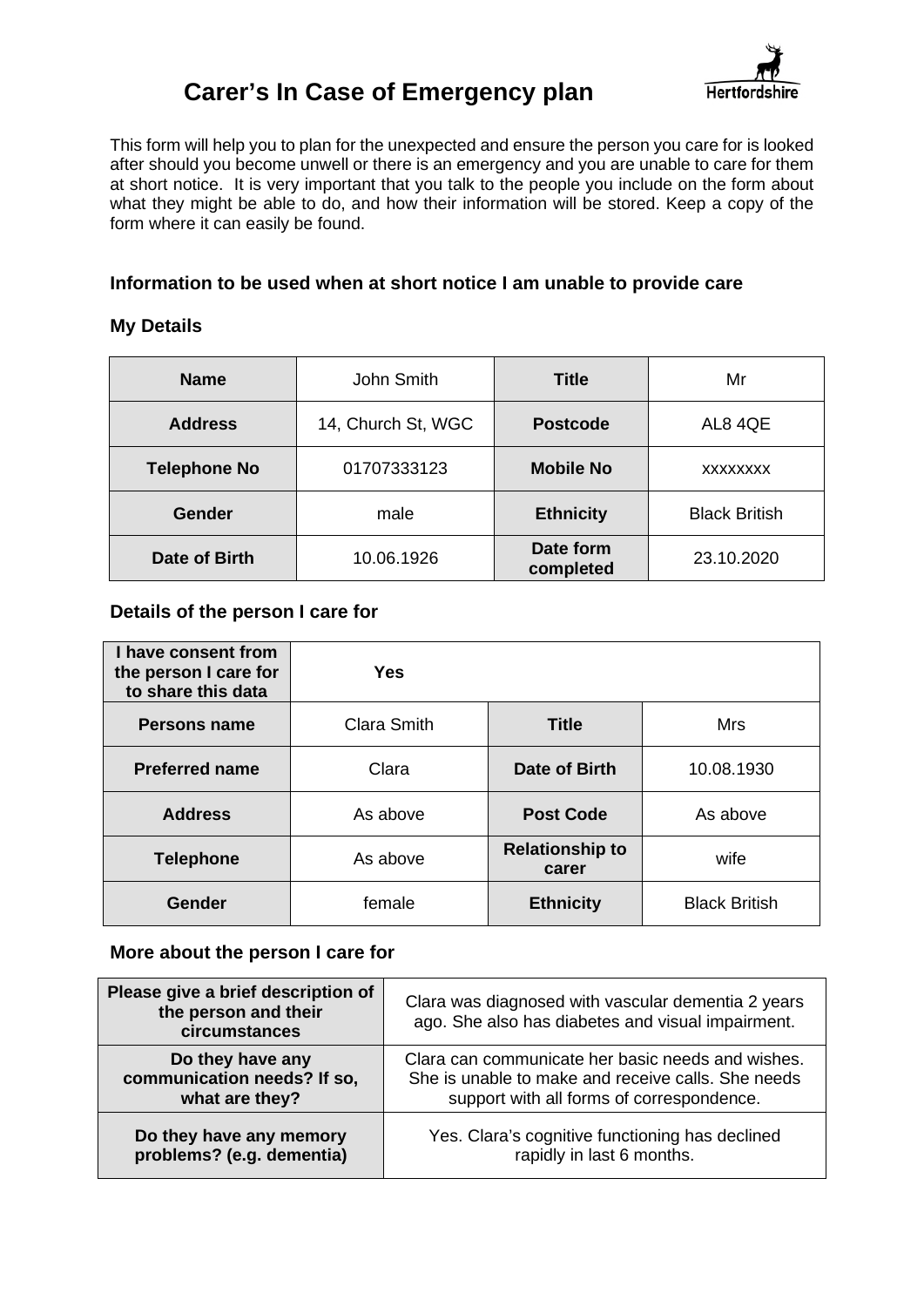# Carer's In Case of Emergency plan

Hertfordshire

This form will help you to plan for the unexpected and ensure the person you care for is looked after should you become unwell or there is an emergency and you are unable to care for them at short notice. It is very important that you talk to the people you include on the form about what they might be able to do, and how their information will be stored. Keep a copy of the form where it can easily be found.

### Information to be used when at short notice I am unable to provide care

### My Details

| **Name** | John Smith | **Title** | Mr |
|---|---|---|---|
| **Address** | 14, Church St, WGC | **Postcode** | AL8 4QE |
| **Telephone No** | 01707333123 | **Mobile No** | xxxxxxxx |
| **Gender** | male | **Ethnicity** | Black British |
| **Date of Birth** | 10.06.1926 | **Date form completed** | 23.10.2020 |

### Details of the person I care for

| **I have consent from the person I care for to share this data** | **Yes** | | |
|---|---|---|---|
| **Persons name** | Clara Smith | **Title** | Mrs |
| **Preferred name** | Clara | **Date of Birth** | 10.08.1930 |
| **Address** | As above | **Post Code** | As above |
| **Telephone** | As above | **Relationship to carer** | wife |
| **Gender** | female | **Ethnicity** | Black British |

### More about the person I care for

| **Please give a brief description of the person and their circumstances** | Clara was diagnosed with vascular dementia 2 years ago. She also has diabetes and visual impairment. |
|---|---|
| **Do they have any communication needs? If so, what are they?** | Clara can communicate her basic needs and wishes. She is unable to make and receive calls. She needs support with all forms of correspondence. |
| **Do they have any memory problems? (e.g. dementia)** | Yes. Clara's cognitive functioning has declined rapidly in last 6 months. |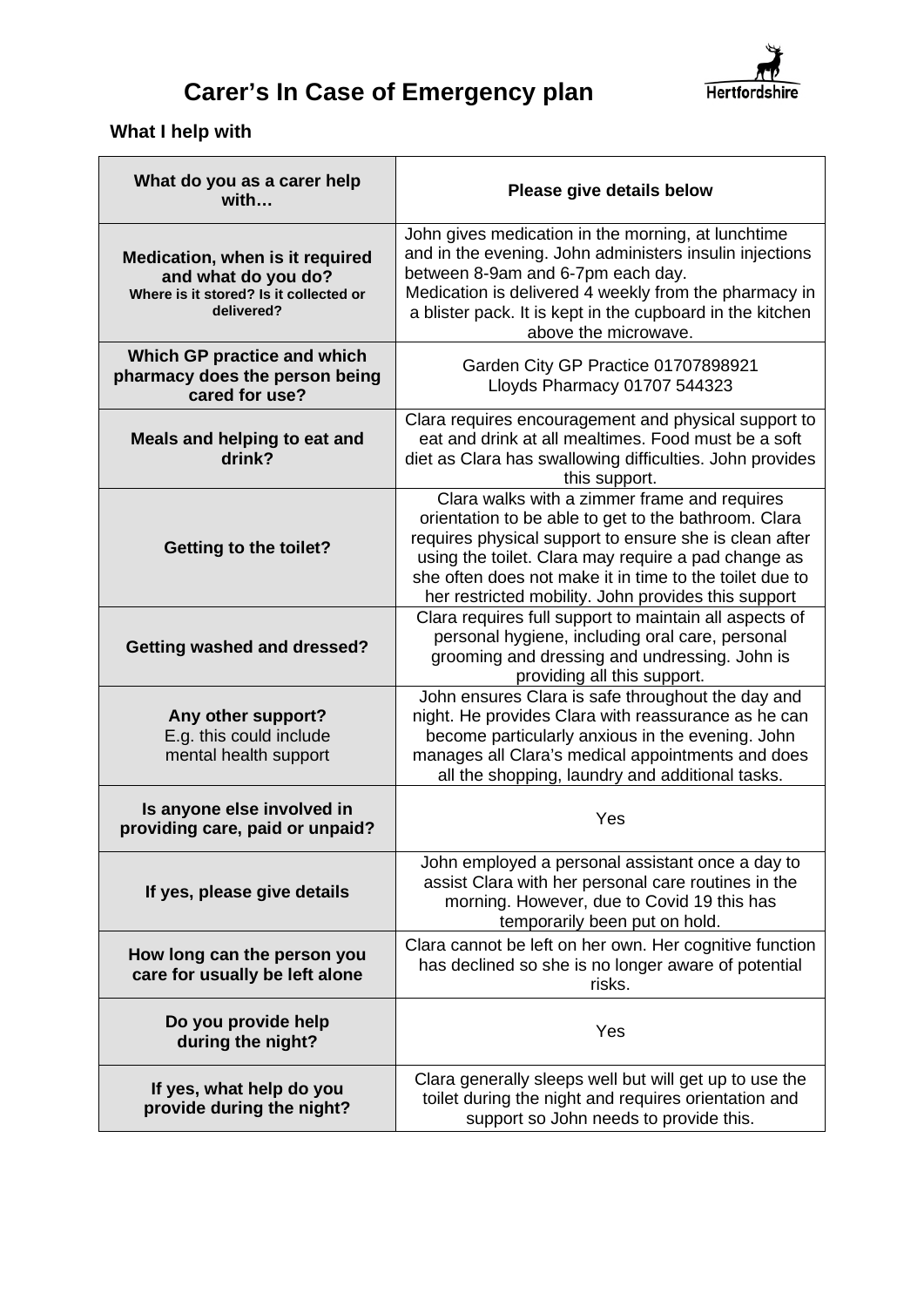# Carer's In Case of Emergency plan

Hertfordshire

## What I help with

| What do you as a carer help with… | Please give details below |
|---|---|
| **Medication, when is it required and what do you do?** **Where is it stored? Is it collected or delivered?** | John gives medication in the morning, at lunchtime and in the evening. John administers insulin injections between 8-9am and 6-7pm each day. Medication is delivered 4 weekly from the pharmacy in a blister pack. It is kept in the cupboard in the kitchen above the microwave. |
| **Which GP practice and which pharmacy does the person being cared for use?** | Garden City GP Practice 01707898921 Lloyds Pharmacy 01707 544323 |
| **Meals and helping to eat and drink?** | Clara requires encouragement and physical support to eat and drink at all mealtimes. Food must be a soft diet as Clara has swallowing difficulties. John provides this support. |
| **Getting to the toilet?** | Clara walks with a zimmer frame and requires orientation to be able to get to the bathroom. Clara requires physical support to ensure she is clean after using the toilet. Clara may require a pad change as she often does not make it in time to the toilet due to her restricted mobility. John provides this support |
| **Getting washed and dressed?** | Clara requires full support to maintain all aspects of personal hygiene, including oral care, personal grooming and dressing and undressing. John is providing all this support. |
| **Any other support?** E.g. this could include mental health support | John ensures Clara is safe throughout the day and night. He provides Clara with reassurance as he can become particularly anxious in the evening. John manages all Clara's medical appointments and does all the shopping, laundry and additional tasks. |
| **Is anyone else involved in providing care, paid or unpaid?** | Yes |
| **If yes, please give details** | John employed a personal assistant once a day to assist Clara with her personal care routines in the morning. However, due to Covid 19 this has temporarily been put on hold. |
| **How long can the person you care for usually be left alone** | Clara cannot be left on her own. Her cognitive function has declined so she is no longer aware of potential risks. |
| **Do you provide help during the night?** | Yes |
| **If yes, what help do you provide during the night?** | Clara generally sleeps well but will get up to use the toilet during the night and requires orientation and support so John needs to provide this. |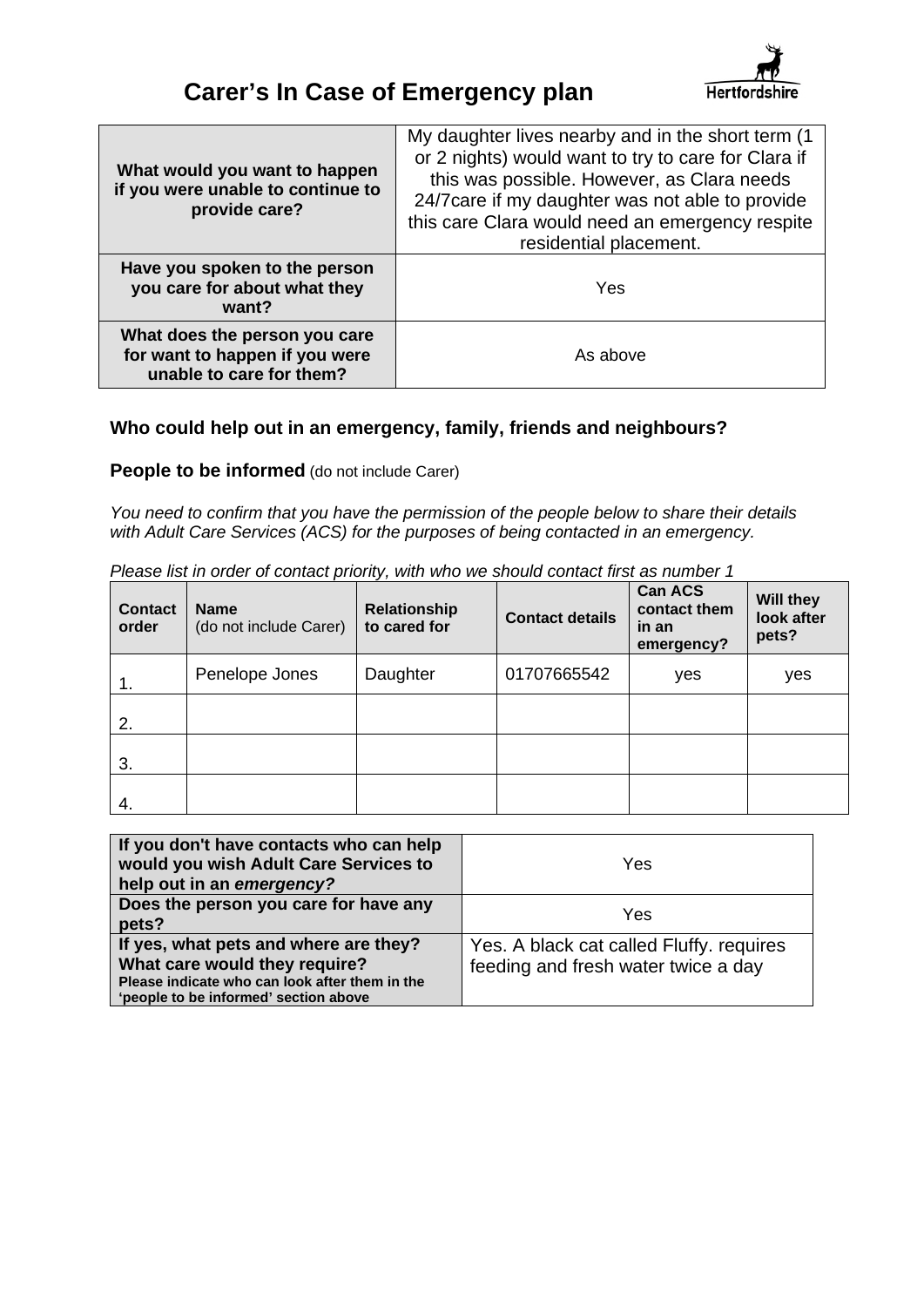# Carer's In Case of Emergency plan

| | |
|---|---|
| **What would you want to happen if you were unable to continue to provide care?** | My daughter lives nearby and in the short term (1 or 2 nights) would want to try to care for Clara if this was possible. However, as Clara needs 24/7care if my daughter was not able to provide this care Clara would need an emergency respite residential placement. |
| **Have you spoken to the person you care for about what they want?** | Yes |
| **What does the person you care for want to happen if you were unable to care for them?** | As above |

### Who could help out in an emergency, family, friends and neighbours?

**People to be informed** (do not include Carer)

*You need to confirm that you have the permission of the people below to share their details with Adult Care Services (ACS) for the purposes of being contacted in an emergency.*

*Please list in order of contact priority, with who we should contact first as number 1*

| **Contact order** | **Name** (do not include Carer) | **Relationship to cared for** | **Contact details** | **Can ACS contact them in an emergency?** | **Will they look after pets?** |
|---|---|---|---|---|---|
| 1. | Penelope Jones | Daughter | 01707665542 | yes | yes |
| 2. | | | | | |
| 3. | | | | | |
| 4. | | | | | |

| | |
|---|---|
| **If you don't have contacts who can help would you wish Adult Care Services to help out in an *emergency?*** | Yes |
| **Does the person you care for have any pets?** | Yes |
| **If yes, what pets and where are they? What care would they require?** **Please indicate who can look after them in the 'people to be informed' section above** | Yes. A black cat called Fluffy. requires feeding and fresh water twice a day |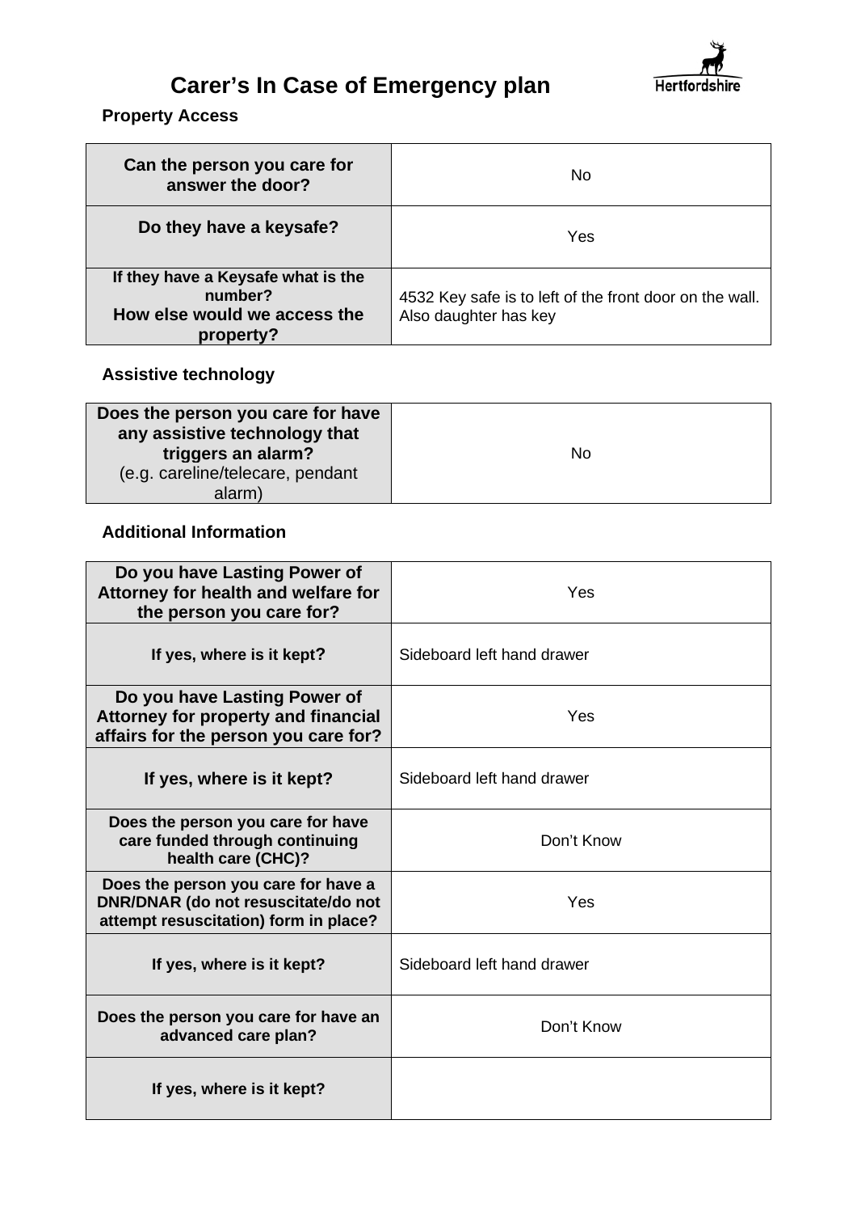# Carer's In Case of Emergency plan

Hertfordshire

### Property Access

| Question | Answer |
|---|---|
| **Can the person you care for answer the door?** | No |
| **Do they have a keysafe?** | Yes |
| **If they have a Keysafe what is the number? How else would we access the property?** | 4532 Key safe is to left of the front door on the wall. Also daughter has key |

### Assistive technology

| Question | Answer |
|---|---|
| **Does the person you care for have any assistive technology that triggers an alarm?** (e.g. careline/telecare, pendant alarm) | No |

### Additional Information

| Question | Answer |
|---|---|
| **Do you have Lasting Power of Attorney for health and welfare for the person you care for?** | Yes |
| **If yes, where is it kept?** | Sideboard left hand drawer |
| **Do you have Lasting Power of Attorney for property and financial affairs for the person you care for?** | Yes |
| **If yes, where is it kept?** | Sideboard left hand drawer |
| **Does the person you care for have care funded through continuing health care (CHC)?** | Don't Know |
| **Does the person you care for have a DNR/DNAR (do not resuscitate/do not attempt resuscitation) form in place?** | Yes |
| **If yes, where is it kept?** | Sideboard left hand drawer |
| **Does the person you care for have an advanced care plan?** | Don't Know |
| **If yes, where is it kept?** | |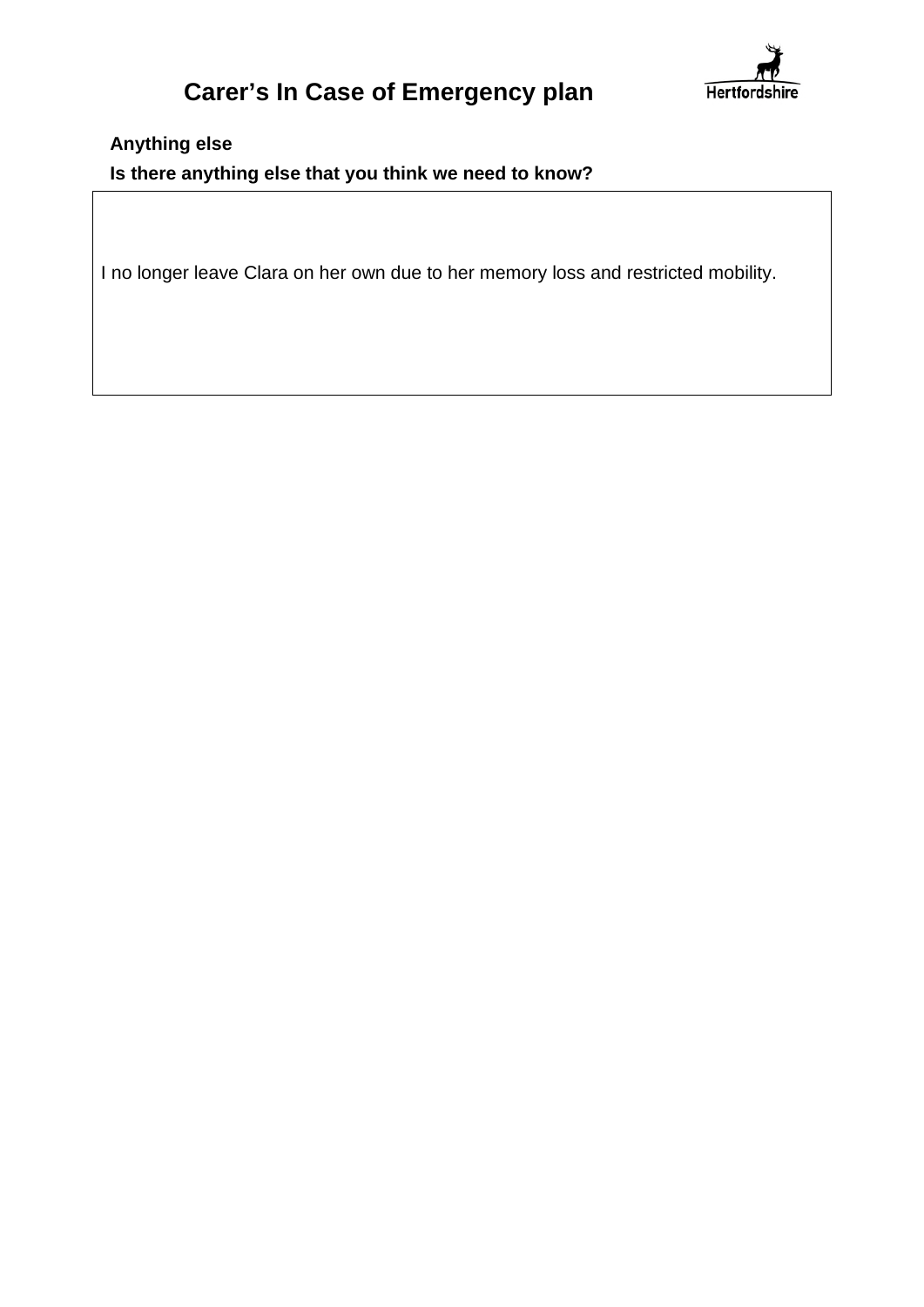# Carer's In Case of Emergency plan

**Anything else**

**Is there anything else that you think we need to know?**

I no longer leave Clara on her own due to her memory loss and restricted mobility.